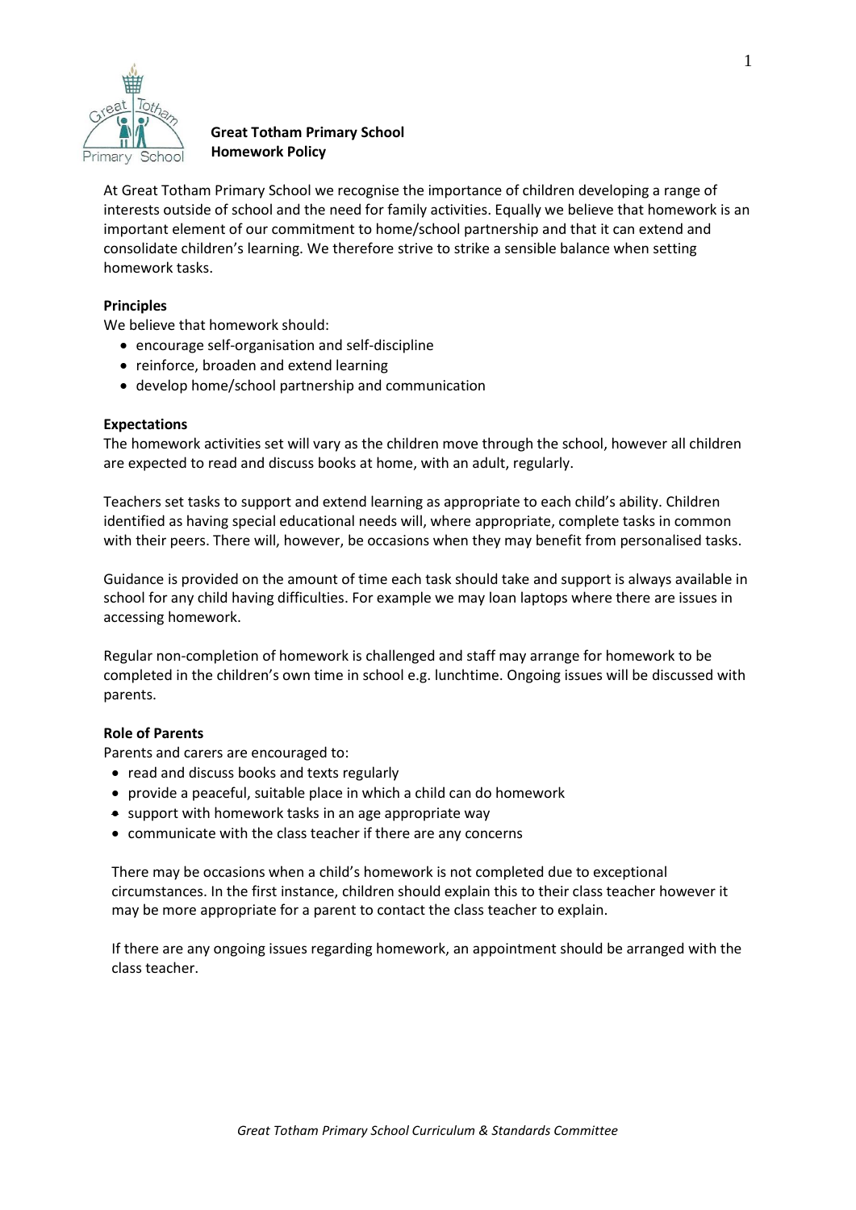**Great Totham Primary School**
**Homework Policy**

At Great Totham Primary School we recognise the importance of children developing a range of interests outside of school and the need for family activities. Equally we believe that homework is an important element of our commitment to home/school partnership and that it can extend and consolidate children's learning. We therefore strive to strike a sensible balance when setting homework tasks.

**Principles**

We believe that homework should:

- encourage self-organisation and self-discipline
- reinforce, broaden and extend learning
- develop home/school partnership and communication

**Expectations**

The homework activities set will vary as the children move through the school, however all children are expected to read and discuss books at home, with an adult, regularly.

Teachers set tasks to support and extend learning as appropriate to each child's ability. Children identified as having special educational needs will, where appropriate, complete tasks in common with their peers. There will, however, be occasions when they may benefit from personalised tasks.

Guidance is provided on the amount of time each task should take and support is always available in school for any child having difficulties. For example we may loan laptops where there are issues in accessing homework.

Regular non-completion of homework is challenged and staff may arrange for homework to be completed in the children's own time in school e.g. lunchtime. Ongoing issues will be discussed with parents.

**Role of Parents**

Parents and carers are encouraged to:

- read and discuss books and texts regularly
- provide a peaceful, suitable place in which a child can do homework
- support with homework tasks in an age appropriate way
- communicate with the class teacher if there are any concerns

There may be occasions when a child's homework is not completed due to exceptional circumstances. In the first instance, children should explain this to their class teacher however it may be more appropriate for a parent to contact the class teacher to explain.

If there are any ongoing issues regarding homework, an appointment should be arranged with the class teacher.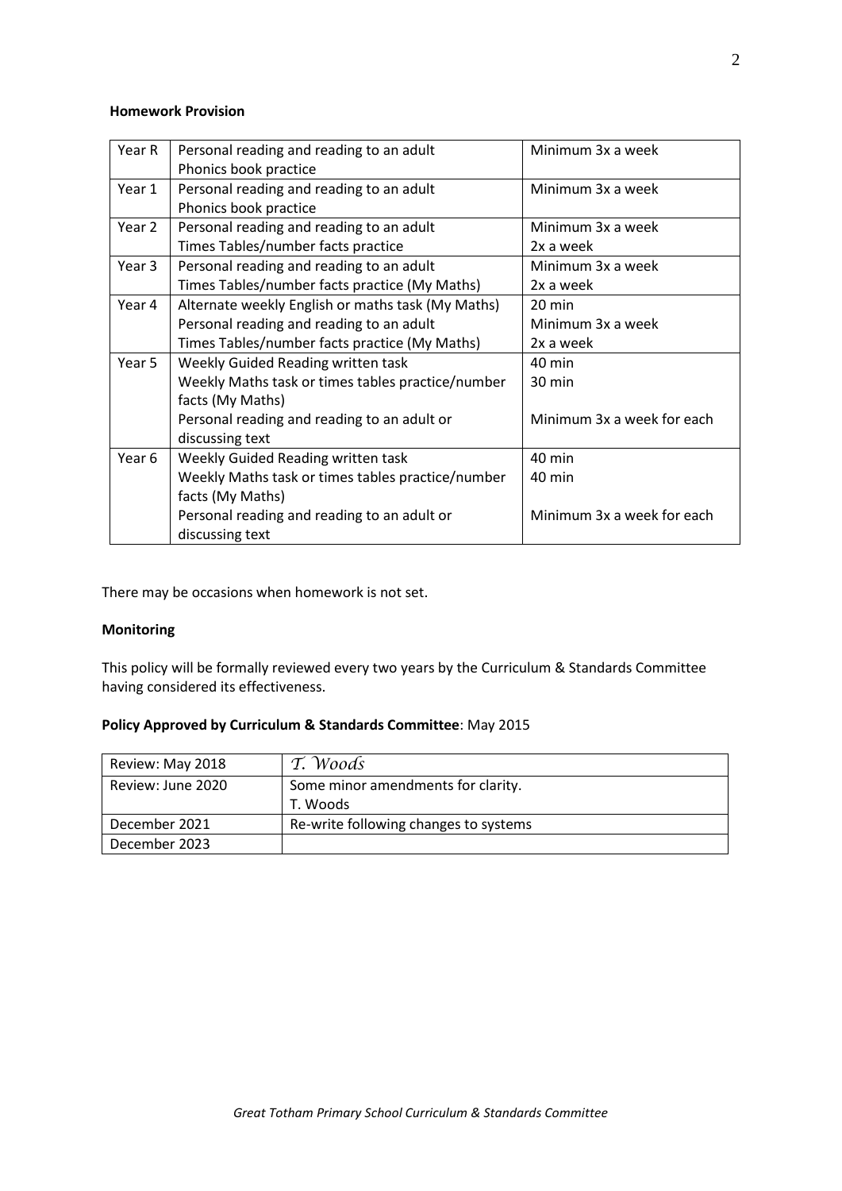**Homework Provision**

| | | |
|---|---|---|
| Year R | Personal reading and reading to an adult<br>Phonics book practice | Minimum 3x a week |
| Year 1 | Personal reading and reading to an adult<br>Phonics book practice | Minimum 3x a week |
| Year 2 | Personal reading and reading to an adult<br>Times Tables/number facts practice | Minimum 3x a week<br>2x a week |
| Year 3 | Personal reading and reading to an adult<br>Times Tables/number facts practice (My Maths) | Minimum 3x a week<br>2x a week |
| Year 4 | Alternate weekly English or maths task (My Maths)<br>Personal reading and reading to an adult<br>Times Tables/number facts practice (My Maths) | 20 min<br>Minimum 3x a week<br>2x a week |
| Year 5 | Weekly Guided Reading written task<br>Weekly Maths task or times tables practice/number facts (My Maths)<br>Personal reading and reading to an adult or discussing text | 40 min<br>30 min<br><br>Minimum 3x a week for each |
| Year 6 | Weekly Guided Reading written task<br>Weekly Maths task or times tables practice/number facts (My Maths)<br>Personal reading and reading to an adult or discussing text | 40 min<br>40 min<br><br>Minimum 3x a week for each |

There may be occasions when homework is not set.

**Monitoring**

This policy will be formally reviewed every two years by the Curriculum & Standards Committee having considered its effectiveness.

**Policy Approved by Curriculum & Standards Committee**: May 2015

| | |
|---|---|
| Review: May 2018 | *T. Woods* |
| Review: June 2020 | Some minor amendments for clarity.<br>T. Woods |
| December 2021 | Re-write following changes to systems |
| December 2023 | |

*Great Totham Primary School Curriculum & Standards Committee*